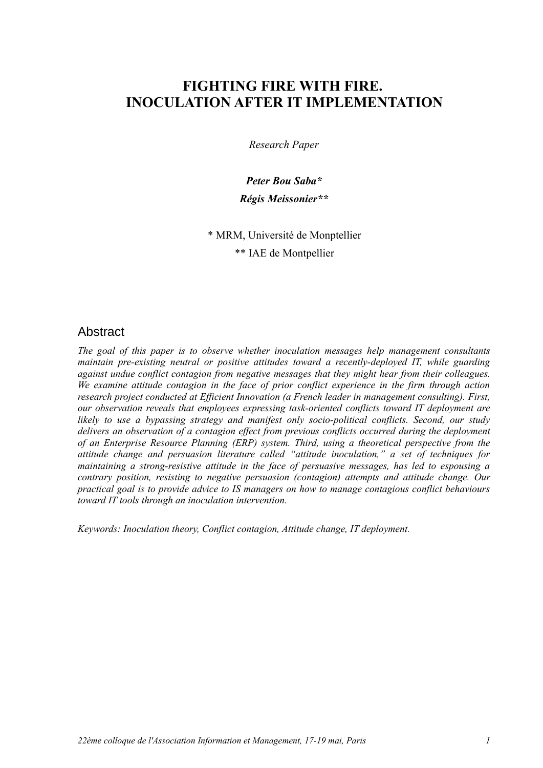# FIGHTING FIRE WITH FIRE. INOCULATION AFTER IT IMPLEMENTATION

*Research Paper*

***Peter Bou Saba****

***Régis Meissonier*****

\* MRM, Université de Monptellier

\*\* IAE de Montpellier

## Abstract

*The goal of this paper is to observe whether inoculation messages help management consultants maintain pre-existing neutral or positive attitudes toward a recently-deployed IT, while guarding against undue conflict contagion from negative messages that they might hear from their colleagues. We examine attitude contagion in the face of prior conflict experience in the firm through action research project conducted at Efficient Innovation (a French leader in management consulting). First, our observation reveals that employees expressing task-oriented conflicts toward IT deployment are likely to use a bypassing strategy and manifest only socio-political conflicts. Second, our study delivers an observation of a contagion effect from previous conflicts occurred during the deployment of an Enterprise Resource Planning (ERP) system. Third, using a theoretical perspective from the attitude change and persuasion literature called "attitude inoculation," a set of techniques for maintaining a strong-resistive attitude in the face of persuasive messages, has led to espousing a contrary position, resisting to negative persuasion (contagion) attempts and attitude change. Our practical goal is to provide advice to IS managers on how to manage contagious conflict behaviours toward IT tools through an inoculation intervention.*

*Keywords: Inoculation theory, Conflict contagion, Attitude change, IT deployment.*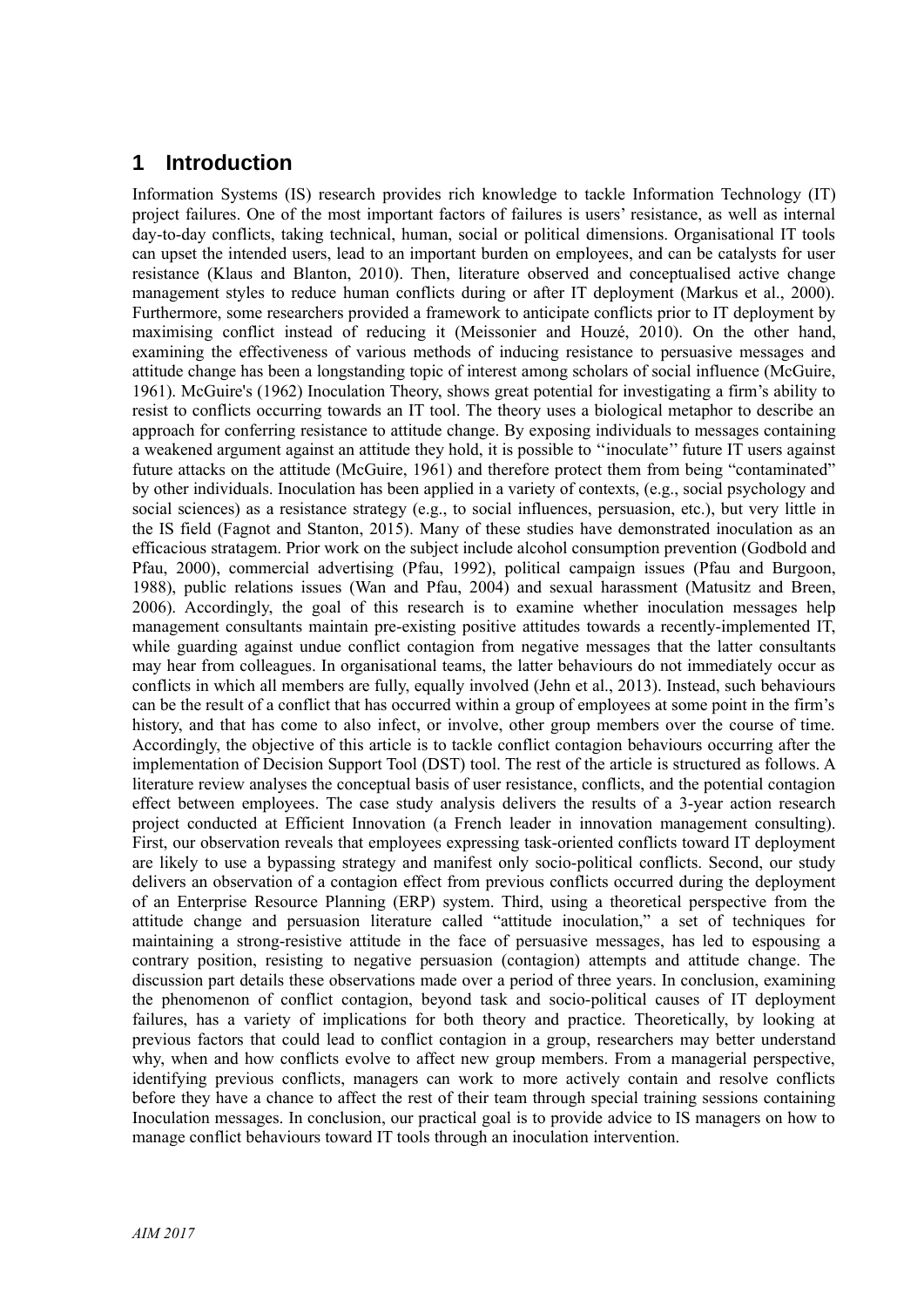## 1 Introduction

Information Systems (IS) research provides rich knowledge to tackle Information Technology (IT) project failures. One of the most important factors of failures is users' resistance, as well as internal day-to-day conflicts, taking technical, human, social or political dimensions. Organisational IT tools can upset the intended users, lead to an important burden on employees, and can be catalysts for user resistance (Klaus and Blanton, 2010). Then, literature observed and conceptualised active change management styles to reduce human conflicts during or after IT deployment (Markus et al., 2000). Furthermore, some researchers provided a framework to anticipate conflicts prior to IT deployment by maximising conflict instead of reducing it (Meissonier and Houzé, 2010). On the other hand, examining the effectiveness of various methods of inducing resistance to persuasive messages and attitude change has been a longstanding topic of interest among scholars of social influence (McGuire, 1961). McGuire's (1962) Inoculation Theory, shows great potential for investigating a firm's ability to resist to conflicts occurring towards an IT tool. The theory uses a biological metaphor to describe an approach for conferring resistance to attitude change. By exposing individuals to messages containing a weakened argument against an attitude they hold, it is possible to ''inoculate'' future IT users against future attacks on the attitude (McGuire, 1961) and therefore protect them from being "contaminated" by other individuals. Inoculation has been applied in a variety of contexts, (e.g., social psychology and social sciences) as a resistance strategy (e.g., to social influences, persuasion, etc.), but very little in the IS field (Fagnot and Stanton, 2015). Many of these studies have demonstrated inoculation as an efficacious stratagem. Prior work on the subject include alcohol consumption prevention (Godbold and Pfau, 2000), commercial advertising (Pfau, 1992), political campaign issues (Pfau and Burgoon, 1988), public relations issues (Wan and Pfau, 2004) and sexual harassment (Matusitz and Breen, 2006). Accordingly, the goal of this research is to examine whether inoculation messages help management consultants maintain pre-existing positive attitudes towards a recently-implemented IT, while guarding against undue conflict contagion from negative messages that the latter consultants may hear from colleagues. In organisational teams, the latter behaviours do not immediately occur as conflicts in which all members are fully, equally involved (Jehn et al., 2013). Instead, such behaviours can be the result of a conflict that has occurred within a group of employees at some point in the firm's history, and that has come to also infect, or involve, other group members over the course of time. Accordingly, the objective of this article is to tackle conflict contagion behaviours occurring after the implementation of Decision Support Tool (DST) tool. The rest of the article is structured as follows. A literature review analyses the conceptual basis of user resistance, conflicts, and the potential contagion effect between employees. The case study analysis delivers the results of a 3-year action research project conducted at Efficient Innovation (a French leader in innovation management consulting). First, our observation reveals that employees expressing task-oriented conflicts toward IT deployment are likely to use a bypassing strategy and manifest only socio-political conflicts. Second, our study delivers an observation of a contagion effect from previous conflicts occurred during the deployment of an Enterprise Resource Planning (ERP) system. Third, using a theoretical perspective from the attitude change and persuasion literature called "attitude inoculation," a set of techniques for maintaining a strong-resistive attitude in the face of persuasive messages, has led to espousing a contrary position, resisting to negative persuasion (contagion) attempts and attitude change. The discussion part details these observations made over a period of three years. In conclusion, examining the phenomenon of conflict contagion, beyond task and socio-political causes of IT deployment failures, has a variety of implications for both theory and practice. Theoretically, by looking at previous factors that could lead to conflict contagion in a group, researchers may better understand why, when and how conflicts evolve to affect new group members. From a managerial perspective, identifying previous conflicts, managers can work to more actively contain and resolve conflicts before they have a chance to affect the rest of their team through special training sessions containing Inoculation messages. In conclusion, our practical goal is to provide advice to IS managers on how to manage conflict behaviours toward IT tools through an inoculation intervention.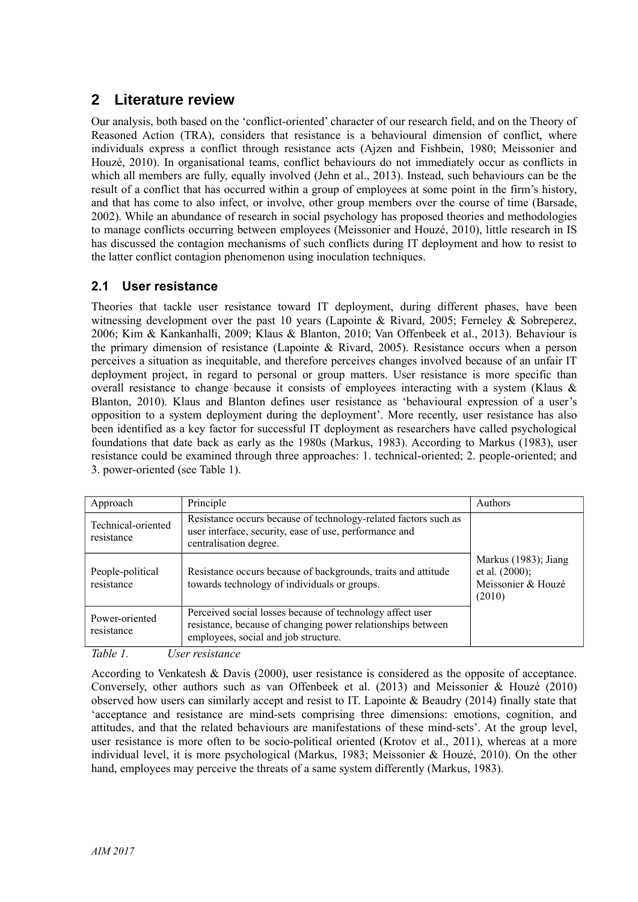## 2 Literature review

Our analysis, both based on the 'conflict-oriented' character of our research field, and on the Theory of Reasoned Action (TRA), considers that resistance is a behavioural dimension of conflict, where individuals express a conflict through resistance acts (Ajzen and Fishbein, 1980; Meissonier and Houzé, 2010). In organisational teams, conflict behaviours do not immediately occur as conflicts in which all members are fully, equally involved (Jehn et al., 2013). Instead, such behaviours can be the result of a conflict that has occurred within a group of employees at some point in the firm's history, and that has come to also infect, or involve, other group members over the course of time (Barsade, 2002). While an abundance of research in social psychology has proposed theories and methodologies to manage conflicts occurring between employees (Meissonier and Houzé, 2010), little research in IS has discussed the contagion mechanisms of such conflicts during IT deployment and how to resist to the latter conflict contagion phenomenon using inoculation techniques.

### 2.1 User resistance

Theories that tackle user resistance toward IT deployment, during different phases, have been witnessing development over the past 10 years (Lapointe & Rivard, 2005; Ferneley & Sobreperez, 2006; Kim & Kankanhalli, 2009; Klaus & Blanton, 2010; Van Offenbeek et al., 2013). Behaviour is the primary dimension of resistance (Lapointe & Rivard, 2005). Resistance occurs when a person perceives a situation as inequitable, and therefore perceives changes involved because of an unfair IT deployment project, in regard to personal or group matters. User resistance is more specific than overall resistance to change because it consists of employees interacting with a system (Klaus & Blanton, 2010). Klaus and Blanton defines user resistance as 'behavioural expression of a user's opposition to a system deployment during the deployment'. More recently, user resistance has also been identified as a key factor for successful IT deployment as researchers have called psychological foundations that date back as early as the 1980s (Markus, 1983). According to Markus (1983), user resistance could be examined through three approaches: 1. technical-oriented; 2. people-oriented; and 3. power-oriented (see Table 1).

| Approach | Principle | Authors |
|---|---|---|
| Technical-oriented resistance | Resistance occurs because of technology-related factors such as user interface, security, ease of use, performance and centralisation degree. | Markus (1983); Jiang et al. (2000); Meissonier & Houzé (2010) |
| People-political resistance | Resistance occurs because of backgrounds, traits and attitude towards technology of individuals or groups. | |
| Power-oriented resistance | Perceived social losses because of technology affect user resistance, because of changing power relationships between employees, social and job structure. | |

*Table 1. User resistance*

According to Venkatesh & Davis (2000), user resistance is considered as the opposite of acceptance. Conversely, other authors such as van Offenbeek et al. (2013) and Meissonier & Houzé (2010) observed how users can similarly accept and resist to IT. Lapointe & Beaudry (2014) finally state that 'acceptance and resistance are mind-sets comprising three dimensions: emotions, cognition, and attitudes, and that the related behaviours are manifestations of these mind-sets'. At the group level, user resistance is more often to be socio-political oriented (Krotov et al., 2011), whereas at a more individual level, it is more psychological (Markus, 1983; Meissonier & Houzé, 2010). On the other hand, employees may perceive the threats of a same system differently (Markus, 1983).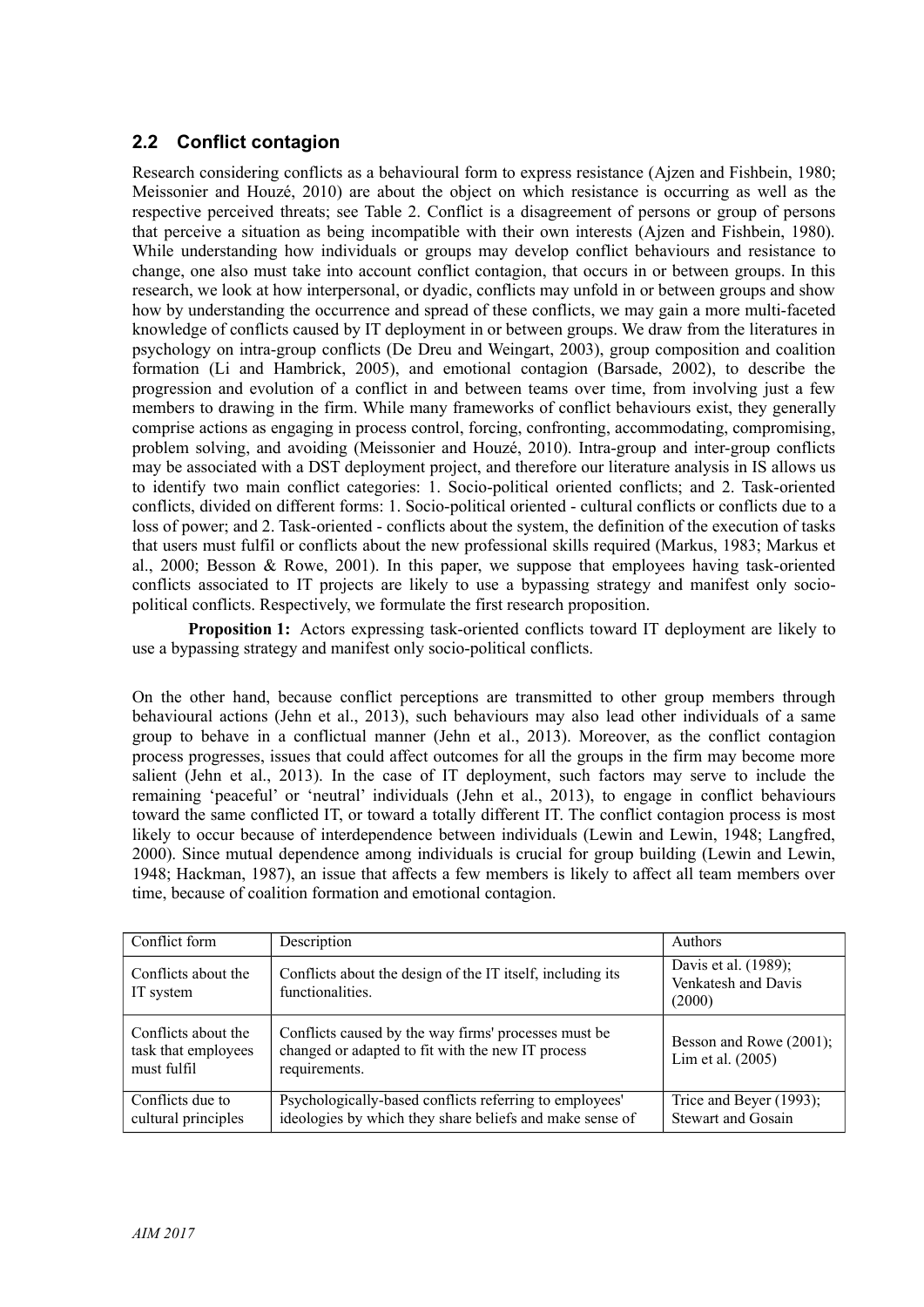## 2.2 Conflict contagion

Research considering conflicts as a behavioural form to express resistance (Ajzen and Fishbein, 1980; Meissonier and Houzé, 2010) are about the object on which resistance is occurring as well as the respective perceived threats; see Table 2. Conflict is a disagreement of persons or group of persons that perceive a situation as being incompatible with their own interests (Ajzen and Fishbein, 1980). While understanding how individuals or groups may develop conflict behaviours and resistance to change, one also must take into account conflict contagion, that occurs in or between groups. In this research, we look at how interpersonal, or dyadic, conflicts may unfold in or between groups and show how by understanding the occurrence and spread of these conflicts, we may gain a more multi-faceted knowledge of conflicts caused by IT deployment in or between groups. We draw from the literatures in psychology on intra-group conflicts (De Dreu and Weingart, 2003), group composition and coalition formation (Li and Hambrick, 2005), and emotional contagion (Barsade, 2002), to describe the progression and evolution of a conflict in and between teams over time, from involving just a few members to drawing in the firm. While many frameworks of conflict behaviours exist, they generally comprise actions as engaging in process control, forcing, confronting, accommodating, compromising, problem solving, and avoiding (Meissonier and Houzé, 2010). Intra-group and inter-group conflicts may be associated with a DST deployment project, and therefore our literature analysis in IS allows us to identify two main conflict categories: 1. Socio-political oriented conflicts; and 2. Task-oriented conflicts, divided on different forms: 1. Socio-political oriented - cultural conflicts or conflicts due to a loss of power; and 2. Task-oriented - conflicts about the system, the definition of the execution of tasks that users must fulfil or conflicts about the new professional skills required (Markus, 1983; Markus et al., 2000; Besson & Rowe, 2001). In this paper, we suppose that employees having task-oriented conflicts associated to IT projects are likely to use a bypassing strategy and manifest only socio-political conflicts. Respectively, we formulate the first research proposition.

**Proposition 1:** Actors expressing task-oriented conflicts toward IT deployment are likely to use a bypassing strategy and manifest only socio-political conflicts.

On the other hand, because conflict perceptions are transmitted to other group members through behavioural actions (Jehn et al., 2013), such behaviours may also lead other individuals of a same group to behave in a conflictual manner (Jehn et al., 2013). Moreover, as the conflict contagion process progresses, issues that could affect outcomes for all the groups in the firm may become more salient (Jehn et al., 2013). In the case of IT deployment, such factors may serve to include the remaining 'peaceful' or 'neutral' individuals (Jehn et al., 2013), to engage in conflict behaviours toward the same conflicted IT, or toward a totally different IT. The conflict contagion process is most likely to occur because of interdependence between individuals (Lewin and Lewin, 1948; Langfred, 2000). Since mutual dependence among individuals is crucial for group building (Lewin and Lewin, 1948; Hackman, 1987), an issue that affects a few members is likely to affect all team members over time, because of coalition formation and emotional contagion.

| Conflict form | Description | Authors |
|---|---|---|
| Conflicts about the IT system | Conflicts about the design of the IT itself, including its functionalities. | Davis et al. (1989); Venkatesh and Davis (2000) |
| Conflicts about the task that employees must fulfil | Conflicts caused by the way firms' processes must be changed or adapted to fit with the new IT process requirements. | Besson and Rowe (2001); Lim et al. (2005) |
| Conflicts due to cultural principles | Psychologically-based conflicts referring to employees' ideologies by which they share beliefs and make sense of | Trice and Beyer (1993); Stewart and Gosain |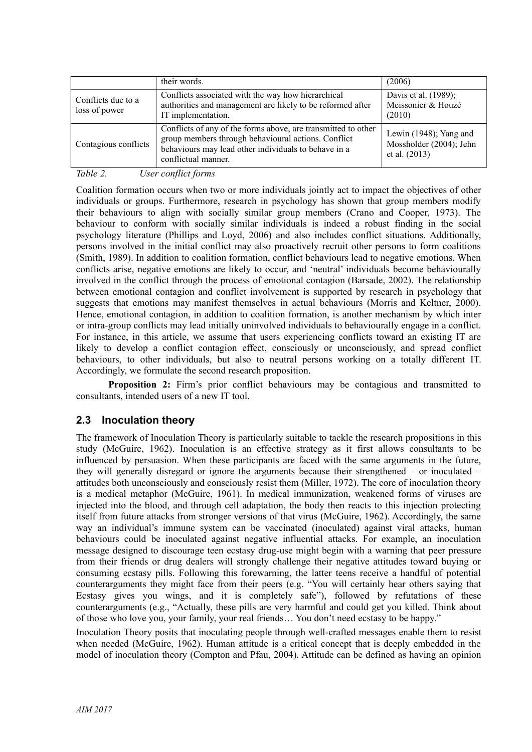| | | |
|---|---|---|
| | their words. | (2006) |
| Conflicts due to a loss of power | Conflicts associated with the way how hierarchical authorities and management are likely to be reformed after IT implementation. | Davis et al. (1989); Meissonier & Houzé (2010) |
| Contagious conflicts | Conflicts of any of the forms above, are transmitted to other group members through behavioural actions. Conflict behaviours may lead other individuals to behave in a conflictual manner. | Lewin (1948); Yang and Mossholder (2004); Jehn et al. (2013) |

*Table 2. User conflict forms*

Coalition formation occurs when two or more individuals jointly act to impact the objectives of other individuals or groups. Furthermore, research in psychology has shown that group members modify their behaviours to align with socially similar group members (Crano and Cooper, 1973). The behaviour to conform with socially similar individuals is indeed a robust finding in the social psychology literature (Phillips and Loyd, 2006) and also includes conflict situations. Additionally, persons involved in the initial conflict may also proactively recruit other persons to form coalitions (Smith, 1989). In addition to coalition formation, conflict behaviours lead to negative emotions. When conflicts arise, negative emotions are likely to occur, and 'neutral' individuals become behaviourally involved in the conflict through the process of emotional contagion (Barsade, 2002). The relationship between emotional contagion and conflict involvement is supported by research in psychology that suggests that emotions may manifest themselves in actual behaviours (Morris and Keltner, 2000). Hence, emotional contagion, in addition to coalition formation, is another mechanism by which inter or intra-group conflicts may lead initially uninvolved individuals to behaviourally engage in a conflict. For instance, in this article, we assume that users experiencing conflicts toward an existing IT are likely to develop a conflict contagion effect, consciously or unconsciously, and spread conflict behaviours, to other individuals, but also to neutral persons working on a totally different IT. Accordingly, we formulate the second research proposition.

**Proposition 2:** Firm's prior conflict behaviours may be contagious and transmitted to consultants, intended users of a new IT tool.

## 2.3 Inoculation theory

The framework of Inoculation Theory is particularly suitable to tackle the research propositions in this study (McGuire, 1962). Inoculation is an effective strategy as it first allows consultants to be influenced by persuasion. When these participants are faced with the same arguments in the future, they will generally disregard or ignore the arguments because their strengthened – or inoculated – attitudes both unconsciously and consciously resist them (Miller, 1972). The core of inoculation theory is a medical metaphor (McGuire, 1961). In medical immunization, weakened forms of viruses are injected into the blood, and through cell adaptation, the body then reacts to this injection protecting itself from future attacks from stronger versions of that virus (McGuire, 1962). Accordingly, the same way an individual's immune system can be vaccinated (inoculated) against viral attacks, human behaviours could be inoculated against negative influential attacks. For example, an inoculation message designed to discourage teen ecstasy drug-use might begin with a warning that peer pressure from their friends or drug dealers will strongly challenge their negative attitudes toward buying or consuming ecstasy pills. Following this forewarning, the latter teens receive a handful of potential counterarguments they might face from their peers (e.g. "You will certainly hear others saying that Ecstasy gives you wings, and it is completely safe"), followed by refutations of these counterarguments (e.g., "Actually, these pills are very harmful and could get you killed. Think about of those who love you, your family, your real friends… You don't need ecstasy to be happy."

Inoculation Theory posits that inoculating people through well-crafted messages enable them to resist when needed (McGuire, 1962). Human attitude is a critical concept that is deeply embedded in the model of inoculation theory (Compton and Pfau, 2004). Attitude can be defined as having an opinion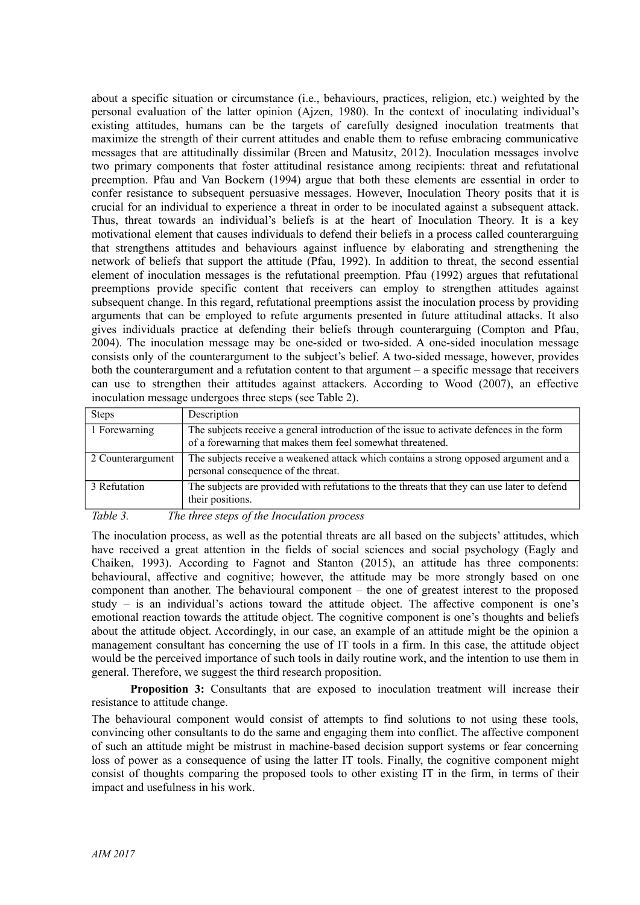about a specific situation or circumstance (i.e., behaviours, practices, religion, etc.) weighted by the personal evaluation of the latter opinion (Ajzen, 1980). In the context of inoculating individual's existing attitudes, humans can be the targets of carefully designed inoculation treatments that maximize the strength of their current attitudes and enable them to refuse embracing communicative messages that are attitudinally dissimilar (Breen and Matusitz, 2012). Inoculation messages involve two primary components that foster attitudinal resistance among recipients: threat and refutational preemption. Pfau and Van Bockern (1994) argue that both these elements are essential in order to confer resistance to subsequent persuasive messages. However, Inoculation Theory posits that it is crucial for an individual to experience a threat in order to be inoculated against a subsequent attack. Thus, threat towards an individual's beliefs is at the heart of Inoculation Theory. It is a key motivational element that causes individuals to defend their beliefs in a process called counterarguing that strengthens attitudes and behaviours against influence by elaborating and strengthening the network of beliefs that support the attitude (Pfau, 1992). In addition to threat, the second essential element of inoculation messages is the refutational preemption. Pfau (1992) argues that refutational preemptions provide specific content that receivers can employ to strengthen attitudes against subsequent change. In this regard, refutational preemptions assist the inoculation process by providing arguments that can be employed to refute arguments presented in future attitudinal attacks. It also gives individuals practice at defending their beliefs through counterarguing (Compton and Pfau, 2004). The inoculation message may be one-sided or two-sided. A one-sided inoculation message consists only of the counterargument to the subject's belief. A two-sided message, however, provides both the counterargument and a refutation content to that argument – a specific message that receivers can use to strengthen their attitudes against attackers. According to Wood (2007), an effective inoculation message undergoes three steps (see Table 2).

| Steps | Description |
|---|---|
| 1 Forewarning | The subjects receive a general introduction of the issue to activate defences in the form of a forewarning that makes them feel somewhat threatened. |
| 2 Counterargument | The subjects receive a weakened attack which contains a strong opposed argument and a personal consequence of the threat. |
| 3 Refutation | The subjects are provided with refutations to the threats that they can use later to defend their positions. |

*Table 3. The three steps of the Inoculation process*

The inoculation process, as well as the potential threats are all based on the subjects' attitudes, which have received a great attention in the fields of social sciences and social psychology (Eagly and Chaiken, 1993). According to Fagnot and Stanton (2015), an attitude has three components: behavioural, affective and cognitive; however, the attitude may be more strongly based on one component than another. The behavioural component – the one of greatest interest to the proposed study – is an individual's actions toward the attitude object. The affective component is one's emotional reaction towards the attitude object. The cognitive component is one's thoughts and beliefs about the attitude object. Accordingly, in our case, an example of an attitude might be the opinion a management consultant has concerning the use of IT tools in a firm. In this case, the attitude object would be the perceived importance of such tools in daily routine work, and the intention to use them in general. Therefore, we suggest the third research proposition.

**Proposition 3:** Consultants that are exposed to inoculation treatment will increase their resistance to attitude change.

The behavioural component would consist of attempts to find solutions to not using these tools, convincing other consultants to do the same and engaging them into conflict. The affective component of such an attitude might be mistrust in machine-based decision support systems or fear concerning loss of power as a consequence of using the latter IT tools. Finally, the cognitive component might consist of thoughts comparing the proposed tools to other existing IT in the firm, in terms of their impact and usefulness in his work.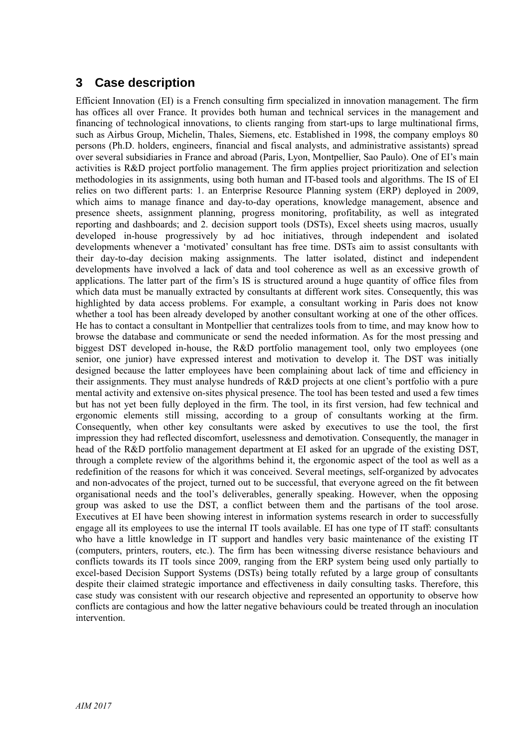## 3 Case description

Efficient Innovation (EI) is a French consulting firm specialized in innovation management. The firm has offices all over France. It provides both human and technical services in the management and financing of technological innovations, to clients ranging from start-ups to large multinational firms, such as Airbus Group, Michelin, Thales, Siemens, etc. Established in 1998, the company employs 80 persons (Ph.D. holders, engineers, financial and fiscal analysts, and administrative assistants) spread over several subsidiaries in France and abroad (Paris, Lyon, Montpellier, Sao Paulo). One of EI's main activities is R&D project portfolio management. The firm applies project prioritization and selection methodologies in its assignments, using both human and IT-based tools and algorithms. The IS of EI relies on two different parts: 1. an Enterprise Resource Planning system (ERP) deployed in 2009, which aims to manage finance and day-to-day operations, knowledge management, absence and presence sheets, assignment planning, progress monitoring, profitability, as well as integrated reporting and dashboards; and 2. decision support tools (DSTs), Excel sheets using macros, usually developed in-house progressively by ad hoc initiatives, through independent and isolated developments whenever a 'motivated' consultant has free time. DSTs aim to assist consultants with their day-to-day decision making assignments. The latter isolated, distinct and independent developments have involved a lack of data and tool coherence as well as an excessive growth of applications. The latter part of the firm's IS is structured around a huge quantity of office files from which data must be manually extracted by consultants at different work sites. Consequently, this was highlighted by data access problems. For example, a consultant working in Paris does not know whether a tool has been already developed by another consultant working at one of the other offices. He has to contact a consultant in Montpellier that centralizes tools from to time, and may know how to browse the database and communicate or send the needed information. As for the most pressing and biggest DST developed in-house, the R&D portfolio management tool, only two employees (one senior, one junior) have expressed interest and motivation to develop it. The DST was initially designed because the latter employees have been complaining about lack of time and efficiency in their assignments. They must analyse hundreds of R&D projects at one client's portfolio with a pure mental activity and extensive on-sites physical presence. The tool has been tested and used a few times but has not yet been fully deployed in the firm. The tool, in its first version, had few technical and ergonomic elements still missing, according to a group of consultants working at the firm. Consequently, when other key consultants were asked by executives to use the tool, the first impression they had reflected discomfort, uselessness and demotivation. Consequently, the manager in head of the R&D portfolio management department at EI asked for an upgrade of the existing DST, through a complete review of the algorithms behind it, the ergonomic aspect of the tool as well as a redefinition of the reasons for which it was conceived. Several meetings, self-organized by advocates and non-advocates of the project, turned out to be successful, that everyone agreed on the fit between organisational needs and the tool's deliverables, generally speaking. However, when the opposing group was asked to use the DST, a conflict between them and the partisans of the tool arose. Executives at EI have been showing interest in information systems research in order to successfully engage all its employees to use the internal IT tools available. EI has one type of IT staff: consultants who have a little knowledge in IT support and handles very basic maintenance of the existing IT (computers, printers, routers, etc.). The firm has been witnessing diverse resistance behaviours and conflicts towards its IT tools since 2009, ranging from the ERP system being used only partially to excel-based Decision Support Systems (DSTs) being totally refuted by a large group of consultants despite their claimed strategic importance and effectiveness in daily consulting tasks. Therefore, this case study was consistent with our research objective and represented an opportunity to observe how conflicts are contagious and how the latter negative behaviours could be treated through an inoculation intervention.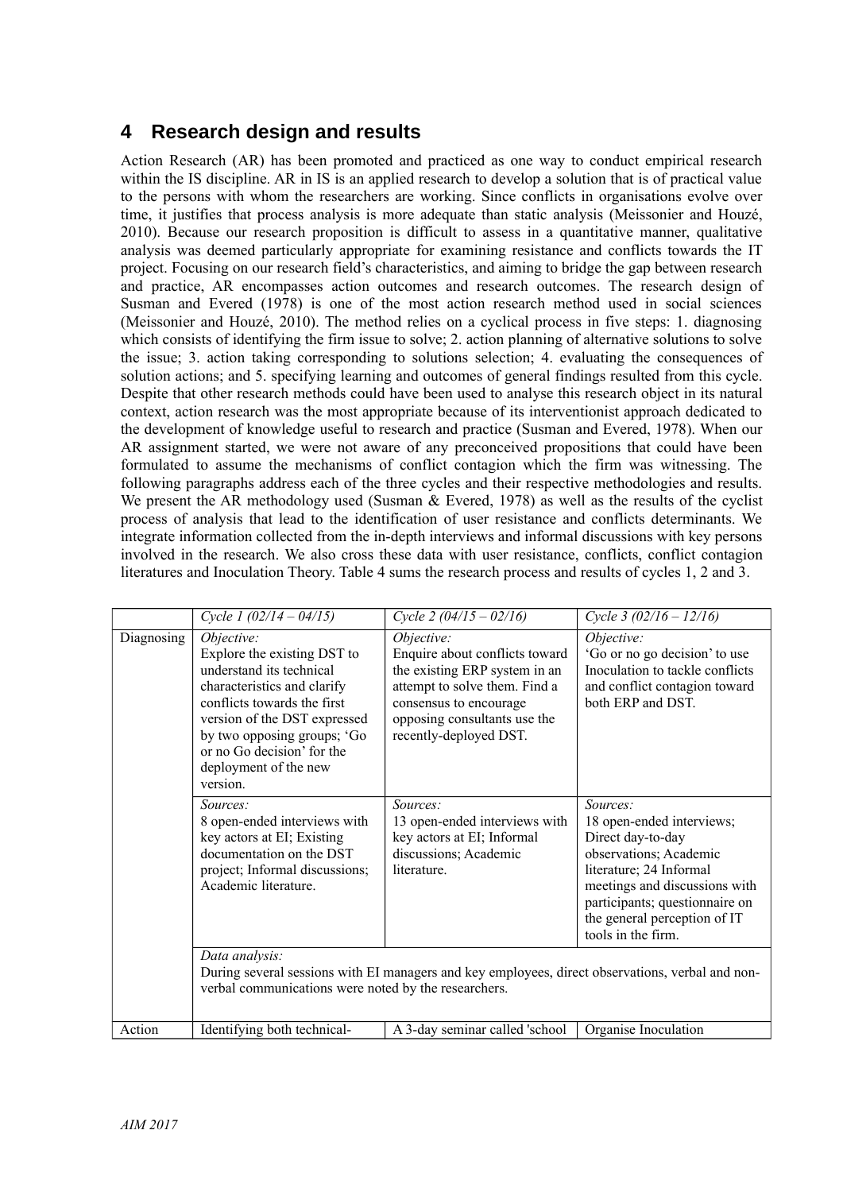## 4 Research design and results

Action Research (AR) has been promoted and practiced as one way to conduct empirical research within the IS discipline. AR in IS is an applied research to develop a solution that is of practical value to the persons with whom the researchers are working. Since conflicts in organisations evolve over time, it justifies that process analysis is more adequate than static analysis (Meissonier and Houzé, 2010). Because our research proposition is difficult to assess in a quantitative manner, qualitative analysis was deemed particularly appropriate for examining resistance and conflicts towards the IT project. Focusing on our research field's characteristics, and aiming to bridge the gap between research and practice, AR encompasses action outcomes and research outcomes. The research design of Susman and Evered (1978) is one of the most action research method used in social sciences (Meissonier and Houzé, 2010). The method relies on a cyclical process in five steps: 1. diagnosing which consists of identifying the firm issue to solve; 2. action planning of alternative solutions to solve the issue; 3. action taking corresponding to solutions selection; 4. evaluating the consequences of solution actions; and 5. specifying learning and outcomes of general findings resulted from this cycle. Despite that other research methods could have been used to analyse this research object in its natural context, action research was the most appropriate because of its interventionist approach dedicated to the development of knowledge useful to research and practice (Susman and Evered, 1978). When our AR assignment started, we were not aware of any preconceived propositions that could have been formulated to assume the mechanisms of conflict contagion which the firm was witnessing. The following paragraphs address each of the three cycles and their respective methodologies and results. We present the AR methodology used (Susman & Evered, 1978) as well as the results of the cyclist process of analysis that lead to the identification of user resistance and conflicts determinants. We integrate information collected from the in-depth interviews and informal discussions with key persons involved in the research. We also cross these data with user resistance, conflicts, conflict contagion literatures and Inoculation Theory. Table 4 sums the research process and results of cycles 1, 2 and 3.

| | *Cycle 1 (02/14 – 04/15)* | *Cycle 2 (04/15 – 02/16)* | *Cycle 3 (02/16 – 12/16)* |
|---|---|---|---|
| Diagnosing | *Objective:* Explore the existing DST to understand its technical characteristics and clarify conflicts towards the first version of the DST expressed by two opposing groups; 'Go or no Go decision' for the deployment of the new version. | *Objective:* Enquire about conflicts toward the existing ERP system in an attempt to solve them. Find a consensus to encourage opposing consultants use the recently-deployed DST. | *Objective:* 'Go or no go decision' to use Inoculation to tackle conflicts and conflict contagion toward both ERP and DST. |
| | *Sources:* 8 open-ended interviews with key actors at EI; Existing documentation on the DST project; Informal discussions; Academic literature. | *Sources:* 13 open-ended interviews with key actors at EI; Informal discussions; Academic literature. | *Sources:* 18 open-ended interviews; Direct day-to-day observations; Academic literature; 24 Informal meetings and discussions with participants; questionnaire on the general perception of IT tools in the firm. |
| | *Data analysis:* During several sessions with EI managers and key employees, direct observations, verbal and non-verbal communications were noted by the researchers. | | |
| Action | Identifying both technical- | A 3-day seminar called 'school | Organise Inoculation |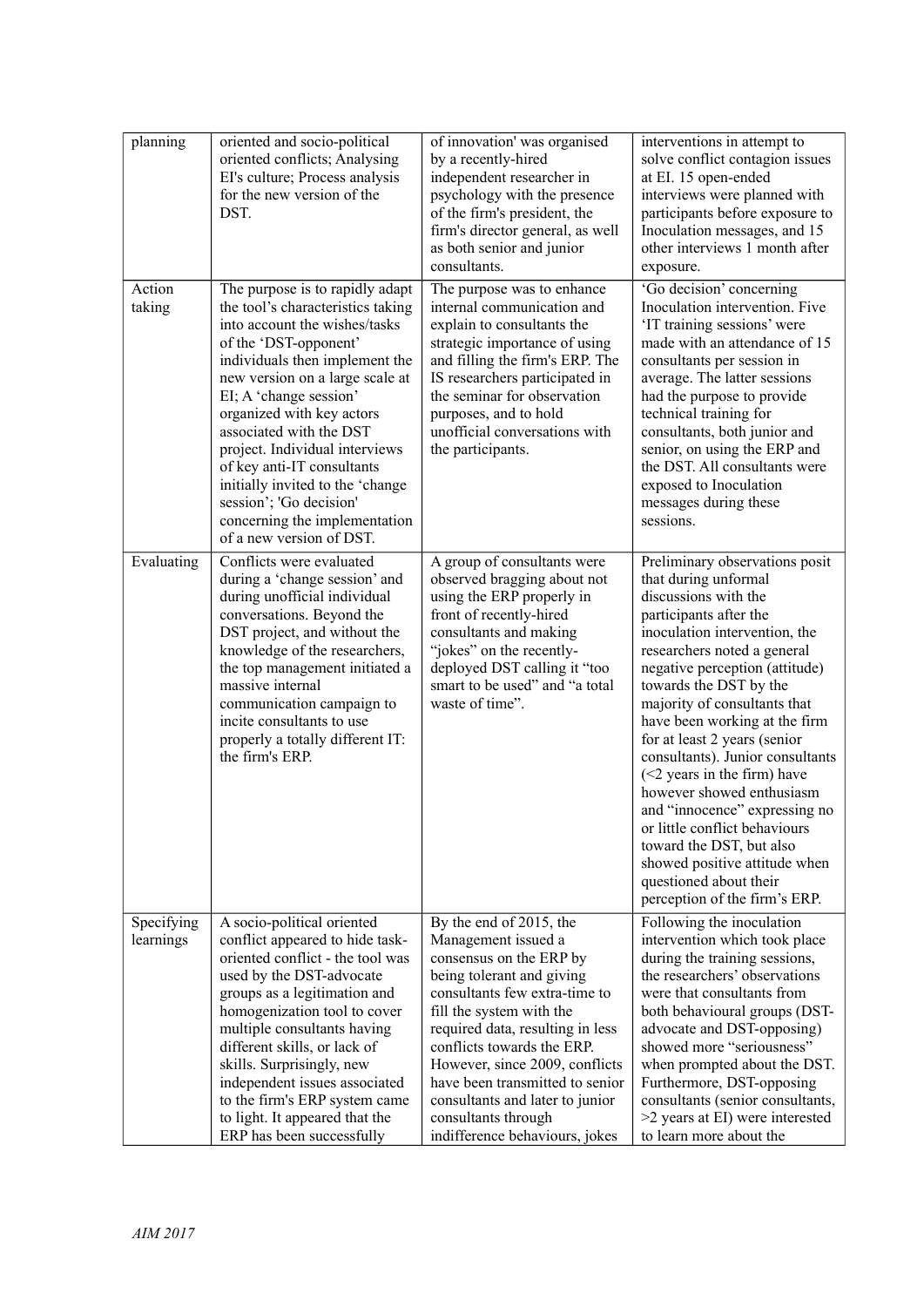| | | | |
|---|---|---|---|
| planning | oriented and socio-political oriented conflicts; Analysing EI's culture; Process analysis for the new version of the DST. | of innovation' was organised by a recently-hired independent researcher in psychology with the presence of the firm's president, the firm's director general, as well as both senior and junior consultants. | interventions in attempt to solve conflict contagion issues at EI. 15 open-ended interviews were planned with participants before exposure to Inoculation messages, and 15 other interviews 1 month after exposure. |
| Action taking | The purpose is to rapidly adapt the tool's characteristics taking into account the wishes/tasks of the 'DST-opponent' individuals then implement the new version on a large scale at EI; A 'change session' organized with key actors associated with the DST project. Individual interviews of key anti-IT consultants initially invited to the 'change session'; 'Go decision' concerning the implementation of a new version of DST. | The purpose was to enhance internal communication and explain to consultants the strategic importance of using and filling the firm's ERP. The IS researchers participated in the seminar for observation purposes, and to hold unofficial conversations with the participants. | 'Go decision' concerning Inoculation intervention. Five 'IT training sessions' were made with an attendance of 15 consultants per session in average. The latter sessions had the purpose to provide technical training for consultants, both junior and senior, on using the ERP and the DST. All consultants were exposed to Inoculation messages during these sessions. |
| Evaluating | Conflicts were evaluated during a 'change session' and during unofficial individual conversations. Beyond the DST project, and without the knowledge of the researchers, the top management initiated a massive internal communication campaign to incite consultants to use properly a totally different IT: the firm's ERP. | A group of consultants were observed bragging about not using the ERP properly in front of recently-hired consultants and making "jokes" on the recently-deployed DST calling it "too smart to be used" and "a total waste of time". | Preliminary observations posit that during unformal discussions with the participants after the inoculation intervention, the researchers noted a general negative perception (attitude) towards the DST by the majority of consultants that have been working at the firm for at least 2 years (senior consultants). Junior consultants (<2 years in the firm) have however showed enthusiasm and "innocence" expressing no or little conflict behaviours toward the DST, but also showed positive attitude when questioned about their perception of the firm's ERP. |
| Specifying learnings | A socio-political oriented conflict appeared to hide task-oriented conflict - the tool was used by the DST-advocate groups as a legitimation and homogenization tool to cover multiple consultants having different skills, or lack of skills. Surprisingly, new independent issues associated to the firm's ERP system came to light. It appeared that the ERP has been successfully | By the end of 2015, the Management issued a consensus on the ERP by being tolerant and giving consultants few extra-time to fill the system with the required data, resulting in less conflicts towards the ERP. However, since 2009, conflicts have been transmitted to senior consultants and later to junior consultants through indifference behaviours, jokes | Following the inoculation intervention which took place during the training sessions, the researchers' observations were that consultants from both behavioural groups (DST-advocate and DST-opposing) showed more "seriousness" when prompted about the DST. Furthermore, DST-opposing consultants (senior consultants, >2 years at EI) were interested to learn more about the |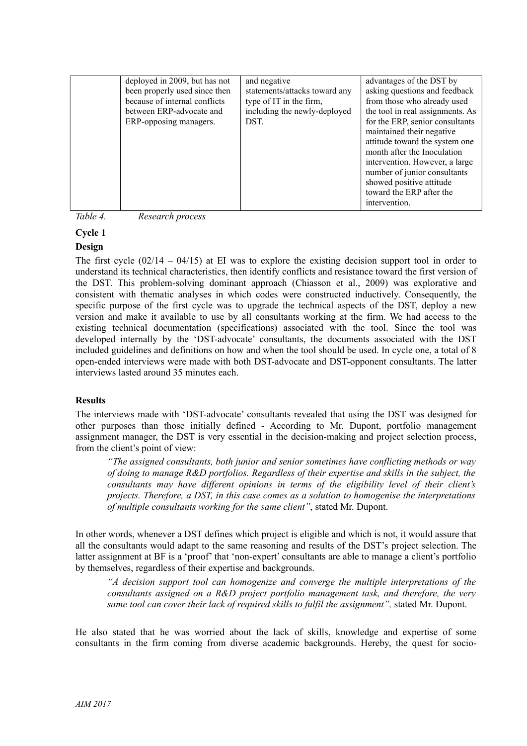| | | | |
|---|---|---|---|
| | deployed in 2009, but has not been properly used since then because of internal conflicts between ERP-advocate and ERP-opposing managers. | and negative statements/attacks toward any type of IT in the firm, including the newly-deployed DST. | advantages of the DST by asking questions and feedback from those who already used the tool in real assignments. As for the ERP, senior consultants maintained their negative attitude toward the system one month after the Inoculation intervention. However, a large number of junior consultants showed positive attitude toward the ERP after the intervention. |

*Table 4. Research process*

**Cycle 1**

**Design**

The first cycle (02/14 – 04/15) at EI was to explore the existing decision support tool in order to understand its technical characteristics, then identify conflicts and resistance toward the first version of the DST. This problem-solving dominant approach (Chiasson et al., 2009) was explorative and consistent with thematic analyses in which codes were constructed inductively. Consequently, the specific purpose of the first cycle was to upgrade the technical aspects of the DST, deploy a new version and make it available to use by all consultants working at the firm. We had access to the existing technical documentation (specifications) associated with the tool. Since the tool was developed internally by the 'DST-advocate' consultants, the documents associated with the DST included guidelines and definitions on how and when the tool should be used. In cycle one, a total of 8 open-ended interviews were made with both DST-advocate and DST-opponent consultants. The latter interviews lasted around 35 minutes each.

**Results**

The interviews made with 'DST-advocate' consultants revealed that using the DST was designed for other purposes than those initially defined - According to Mr. Dupont, portfolio management assignment manager, the DST is very essential in the decision-making and project selection process, from the client's point of view:

> *"The assigned consultants, both junior and senior sometimes have conflicting methods or way of doing to manage R&D portfolios. Regardless of their expertise and skills in the subject, the consultants may have different opinions in terms of the eligibility level of their client's projects. Therefore, a DST, in this case comes as a solution to homogenise the interpretations of multiple consultants working for the same client"*, stated Mr. Dupont.

In other words, whenever a DST defines which project is eligible and which is not, it would assure that all the consultants would adapt to the same reasoning and results of the DST's project selection. The latter assignment at BF is a 'proof' that 'non-expert' consultants are able to manage a client's portfolio by themselves, regardless of their expertise and backgrounds.

> *"A decision support tool can homogenize and converge the multiple interpretations of the consultants assigned on a R&D project portfolio management task, and therefore, the very same tool can cover their lack of required skills to fulfil the assignment",* stated Mr. Dupont.

He also stated that he was worried about the lack of skills, knowledge and expertise of some consultants in the firm coming from diverse academic backgrounds. Hereby, the quest for socio-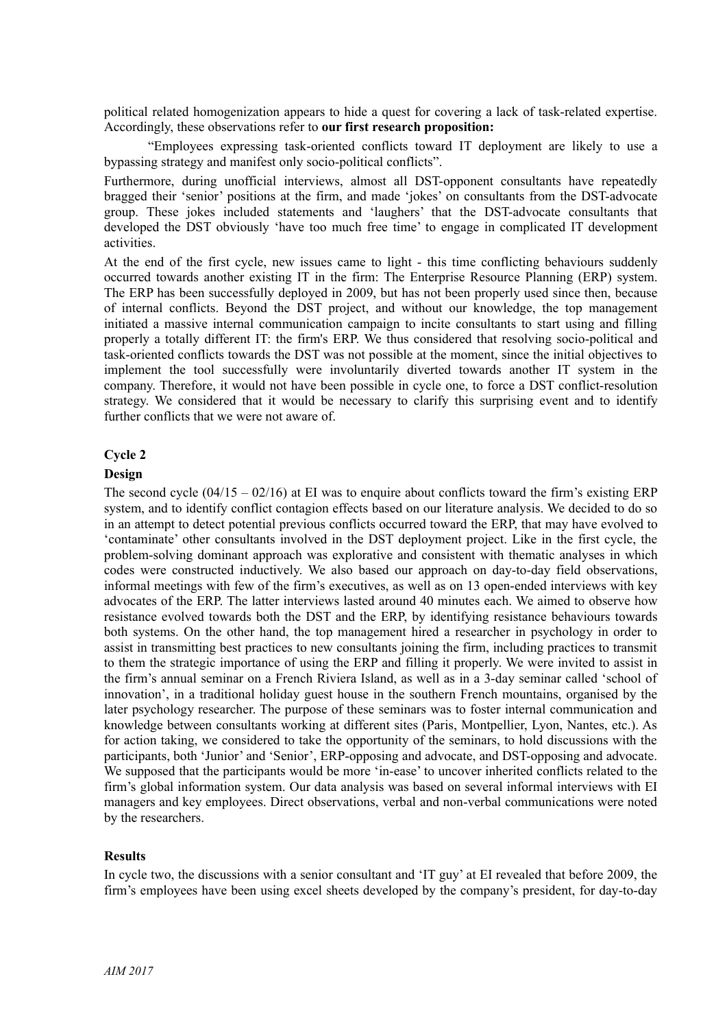political related homogenization appears to hide a quest for covering a lack of task-related expertise. Accordingly, these observations refer to **our first research proposition:**

"Employees expressing task-oriented conflicts toward IT deployment are likely to use a bypassing strategy and manifest only socio-political conflicts".

Furthermore, during unofficial interviews, almost all DST-opponent consultants have repeatedly bragged their 'senior' positions at the firm, and made 'jokes' on consultants from the DST-advocate group. These jokes included statements and 'laughers' that the DST-advocate consultants that developed the DST obviously 'have too much free time' to engage in complicated IT development activities.

At the end of the first cycle, new issues came to light - this time conflicting behaviours suddenly occurred towards another existing IT in the firm: The Enterprise Resource Planning (ERP) system. The ERP has been successfully deployed in 2009, but has not been properly used since then, because of internal conflicts. Beyond the DST project, and without our knowledge, the top management initiated a massive internal communication campaign to incite consultants to start using and filling properly a totally different IT: the firm's ERP. We thus considered that resolving socio-political and task-oriented conflicts towards the DST was not possible at the moment, since the initial objectives to implement the tool successfully were involuntarily diverted towards another IT system in the company. Therefore, it would not have been possible in cycle one, to force a DST conflict-resolution strategy. We considered that it would be necessary to clarify this surprising event and to identify further conflicts that we were not aware of.

### Cycle 2

#### Design

The second cycle (04/15 – 02/16) at EI was to enquire about conflicts toward the firm's existing ERP system, and to identify conflict contagion effects based on our literature analysis. We decided to do so in an attempt to detect potential previous conflicts occurred toward the ERP, that may have evolved to 'contaminate' other consultants involved in the DST deployment project. Like in the first cycle, the problem-solving dominant approach was explorative and consistent with thematic analyses in which codes were constructed inductively. We also based our approach on day-to-day field observations, informal meetings with few of the firm's executives, as well as on 13 open-ended interviews with key advocates of the ERP. The latter interviews lasted around 40 minutes each. We aimed to observe how resistance evolved towards both the DST and the ERP, by identifying resistance behaviours towards both systems. On the other hand, the top management hired a researcher in psychology in order to assist in transmitting best practices to new consultants joining the firm, including practices to transmit to them the strategic importance of using the ERP and filling it properly. We were invited to assist in the firm's annual seminar on a French Riviera Island, as well as in a 3-day seminar called 'school of innovation', in a traditional holiday guest house in the southern French mountains, organised by the later psychology researcher. The purpose of these seminars was to foster internal communication and knowledge between consultants working at different sites (Paris, Montpellier, Lyon, Nantes, etc.). As for action taking, we considered to take the opportunity of the seminars, to hold discussions with the participants, both 'Junior' and 'Senior', ERP-opposing and advocate, and DST-opposing and advocate. We supposed that the participants would be more 'in-ease' to uncover inherited conflicts related to the firm's global information system. Our data analysis was based on several informal interviews with EI managers and key employees. Direct observations, verbal and non-verbal communications were noted by the researchers.

#### Results

In cycle two, the discussions with a senior consultant and 'IT guy' at EI revealed that before 2009, the firm's employees have been using excel sheets developed by the company's president, for day-to-day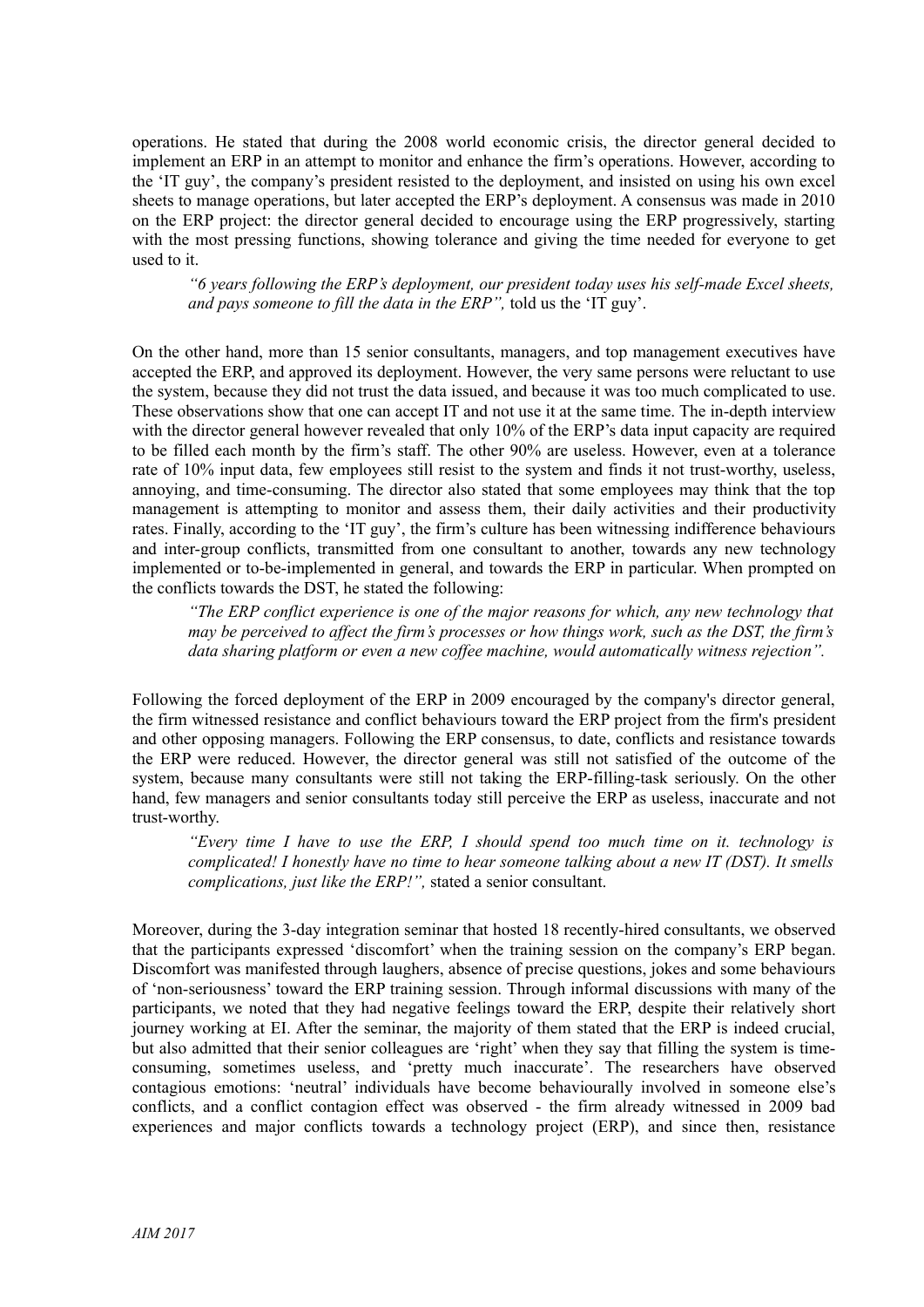operations. He stated that during the 2008 world economic crisis, the director general decided to implement an ERP in an attempt to monitor and enhance the firm's operations. However, according to the 'IT guy', the company's president resisted to the deployment, and insisted on using his own excel sheets to manage operations, but later accepted the ERP's deployment. A consensus was made in 2010 on the ERP project: the director general decided to encourage using the ERP progressively, starting with the most pressing functions, showing tolerance and giving the time needed for everyone to get used to it.

> *"6 years following the ERP's deployment, our president today uses his self-made Excel sheets, and pays someone to fill the data in the ERP",* told us the 'IT guy'.

On the other hand, more than 15 senior consultants, managers, and top management executives have accepted the ERP, and approved its deployment. However, the very same persons were reluctant to use the system, because they did not trust the data issued, and because it was too much complicated to use. These observations show that one can accept IT and not use it at the same time. The in-depth interview with the director general however revealed that only 10% of the ERP's data input capacity are required to be filled each month by the firm's staff. The other 90% are useless. However, even at a tolerance rate of 10% input data, few employees still resist to the system and finds it not trust-worthy, useless, annoying, and time-consuming. The director also stated that some employees may think that the top management is attempting to monitor and assess them, their daily activities and their productivity rates. Finally, according to the 'IT guy', the firm's culture has been witnessing indifference behaviours and inter-group conflicts, transmitted from one consultant to another, towards any new technology implemented or to-be-implemented in general, and towards the ERP in particular. When prompted on the conflicts towards the DST, he stated the following:

> *"The ERP conflict experience is one of the major reasons for which, any new technology that may be perceived to affect the firm's processes or how things work, such as the DST, the firm's data sharing platform or even a new coffee machine, would automatically witness rejection".*

Following the forced deployment of the ERP in 2009 encouraged by the company's director general, the firm witnessed resistance and conflict behaviours toward the ERP project from the firm's president and other opposing managers. Following the ERP consensus, to date, conflicts and resistance towards the ERP were reduced. However, the director general was still not satisfied of the outcome of the system, because many consultants were still not taking the ERP-filling-task seriously. On the other hand, few managers and senior consultants today still perceive the ERP as useless, inaccurate and not trust-worthy.

> *"Every time I have to use the ERP, I should spend too much time on it. technology is complicated! I honestly have no time to hear someone talking about a new IT (DST). It smells complications, just like the ERP!",* stated a senior consultant.

Moreover, during the 3-day integration seminar that hosted 18 recently-hired consultants, we observed that the participants expressed 'discomfort' when the training session on the company's ERP began. Discomfort was manifested through laughers, absence of precise questions, jokes and some behaviours of 'non-seriousness' toward the ERP training session. Through informal discussions with many of the participants, we noted that they had negative feelings toward the ERP, despite their relatively short journey working at EI. After the seminar, the majority of them stated that the ERP is indeed crucial, but also admitted that their senior colleagues are 'right' when they say that filling the system is time-consuming, sometimes useless, and 'pretty much inaccurate'. The researchers have observed contagious emotions: 'neutral' individuals have become behaviourally involved in someone else's conflicts, and a conflict contagion effect was observed - the firm already witnessed in 2009 bad experiences and major conflicts towards a technology project (ERP), and since then, resistance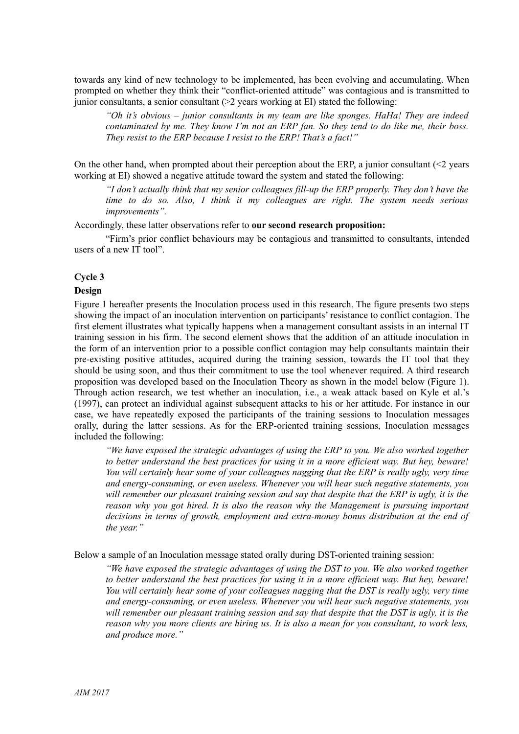towards any kind of new technology to be implemented, has been evolving and accumulating. When prompted on whether they think their "conflict-oriented attitude" was contagious and is transmitted to junior consultants, a senior consultant (>2 years working at EI) stated the following:

> *"Oh it's obvious – junior consultants in my team are like sponges. HaHa! They are indeed contaminated by me. They know I'm not an ERP fan. So they tend to do like me, their boss. They resist to the ERP because I resist to the ERP! That's a fact!"*

On the other hand, when prompted about their perception about the ERP, a junior consultant (<2 years working at EI) showed a negative attitude toward the system and stated the following:

> *"I don't actually think that my senior colleagues fill-up the ERP properly. They don't have the time to do so. Also, I think it my colleagues are right. The system needs serious improvements".*

Accordingly, these latter observations refer to **our second research proposition:**

> "Firm's prior conflict behaviours may be contagious and transmitted to consultants, intended users of a new IT tool".

**Cycle 3**

**Design**

Figure 1 hereafter presents the Inoculation process used in this research. The figure presents two steps showing the impact of an inoculation intervention on participants' resistance to conflict contagion. The first element illustrates what typically happens when a management consultant assists in an internal IT training session in his firm. The second element shows that the addition of an attitude inoculation in the form of an intervention prior to a possible conflict contagion may help consultants maintain their pre-existing positive attitudes, acquired during the training session, towards the IT tool that they should be using soon, and thus their commitment to use the tool whenever required. A third research proposition was developed based on the Inoculation Theory as shown in the model below (Figure 1). Through action research, we test whether an inoculation, i.e., a weak attack based on Kyle et al.'s (1997), can protect an individual against subsequent attacks to his or her attitude. For instance in our case, we have repeatedly exposed the participants of the training sessions to Inoculation messages orally, during the latter sessions. As for the ERP-oriented training sessions, Inoculation messages included the following:

> *"We have exposed the strategic advantages of using the ERP to you. We also worked together to better understand the best practices for using it in a more efficient way. But hey, beware! You will certainly hear some of your colleagues nagging that the ERP is really ugly, very time and energy-consuming, or even useless. Whenever you will hear such negative statements, you will remember our pleasant training session and say that despite that the ERP is ugly, it is the reason why you got hired. It is also the reason why the Management is pursuing important decisions in terms of growth, employment and extra-money bonus distribution at the end of the year."*

Below a sample of an Inoculation message stated orally during DST-oriented training session:

> *"We have exposed the strategic advantages of using the DST to you. We also worked together to better understand the best practices for using it in a more efficient way. But hey, beware! You will certainly hear some of your colleagues nagging that the DST is really ugly, very time and energy-consuming, or even useless. Whenever you will hear such negative statements, you will remember our pleasant training session and say that despite that the DST is ugly, it is the reason why you more clients are hiring us. It is also a mean for you consultant, to work less, and produce more."*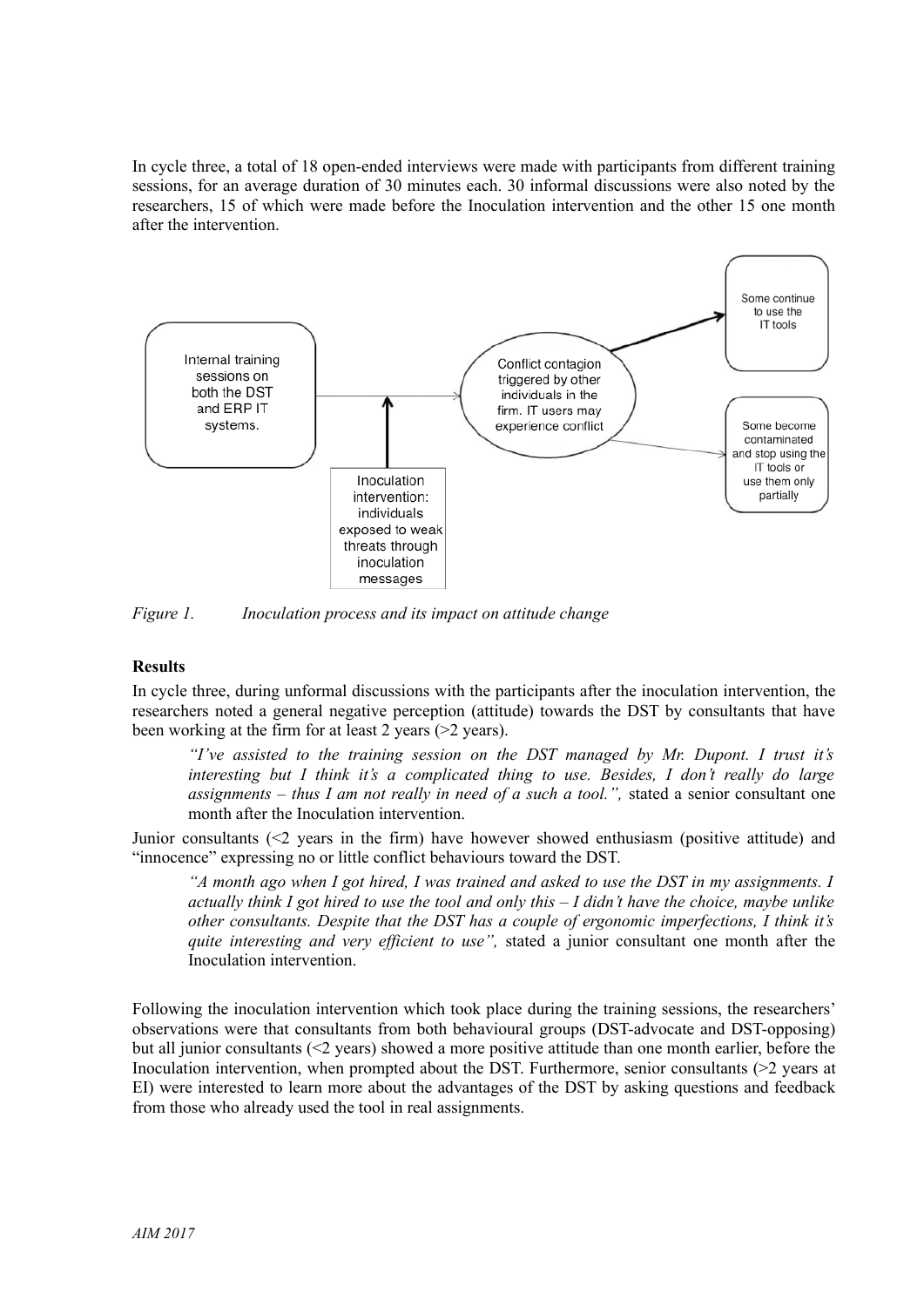In cycle three, a total of 18 open-ended interviews were made with participants from different training sessions, for an average duration of 30 minutes each. 30 informal discussions were also noted by the researchers, 15 of which were made before the Inoculation intervention and the other 15 one month after the intervention.

*Figure 1. Inoculation process and its impact on attitude change*

### Results

In cycle three, during unformal discussions with the participants after the inoculation intervention, the researchers noted a general negative perception (attitude) towards the DST by consultants that have been working at the firm for at least 2 years (>2 years).

> *"I've assisted to the training session on the DST managed by Mr. Dupont. I trust it's interesting but I think it's a complicated thing to use. Besides, I don't really do large assignments – thus I am not really in need of a such a tool.",* stated a senior consultant one month after the Inoculation intervention.

Junior consultants (<2 years in the firm) have however showed enthusiasm (positive attitude) and "innocence" expressing no or little conflict behaviours toward the DST.

> *"A month ago when I got hired, I was trained and asked to use the DST in my assignments. I actually think I got hired to use the tool and only this – I didn't have the choice, maybe unlike other consultants. Despite that the DST has a couple of ergonomic imperfections, I think it's quite interesting and very efficient to use",* stated a junior consultant one month after the Inoculation intervention.

Following the inoculation intervention which took place during the training sessions, the researchers' observations were that consultants from both behavioural groups (DST-advocate and DST-opposing) but all junior consultants (<2 years) showed a more positive attitude than one month earlier, before the Inoculation intervention, when prompted about the DST. Furthermore, senior consultants (>2 years at EI) were interested to learn more about the advantages of the DST by asking questions and feedback from those who already used the tool in real assignments.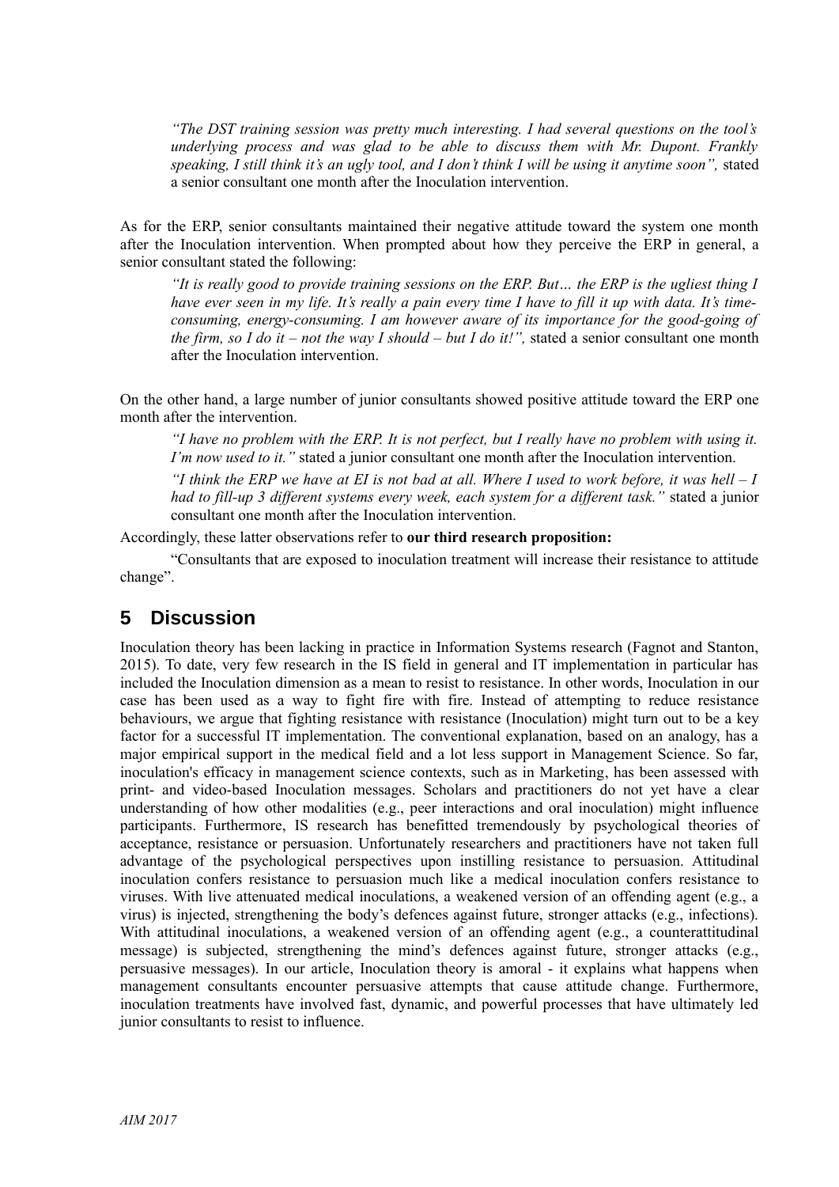> *"The DST training session was pretty much interesting. I had several questions on the tool's underlying process and was glad to be able to discuss them with Mr. Dupont. Frankly speaking, I still think it's an ugly tool, and I don't think I will be using it anytime soon",* stated a senior consultant one month after the Inoculation intervention.

As for the ERP, senior consultants maintained their negative attitude toward the system one month after the Inoculation intervention. When prompted about how they perceive the ERP in general, a senior consultant stated the following:

> *"It is really good to provide training sessions on the ERP. But… the ERP is the ugliest thing I have ever seen in my life. It's really a pain every time I have to fill it up with data. It's time-consuming, energy-consuming. I am however aware of its importance for the good-going of the firm, so I do it – not the way I should – but I do it!",* stated a senior consultant one month after the Inoculation intervention.

On the other hand, a large number of junior consultants showed positive attitude toward the ERP one month after the intervention.

> *"I have no problem with the ERP. It is not perfect, but I really have no problem with using it. I'm now used to it."* stated a junior consultant one month after the Inoculation intervention.
>
> *"I think the ERP we have at EI is not bad at all. Where I used to work before, it was hell – I had to fill-up 3 different systems every week, each system for a different task."* stated a junior consultant one month after the Inoculation intervention.

Accordingly, these latter observations refer to **our third research proposition:**

"Consultants that are exposed to inoculation treatment will increase their resistance to attitude change".

## 5 Discussion

Inoculation theory has been lacking in practice in Information Systems research (Fagnot and Stanton, 2015). To date, very few research in the IS field in general and IT implementation in particular has included the Inoculation dimension as a mean to resist to resistance. In other words, Inoculation in our case has been used as a way to fight fire with fire. Instead of attempting to reduce resistance behaviours, we argue that fighting resistance with resistance (Inoculation) might turn out to be a key factor for a successful IT implementation. The conventional explanation, based on an analogy, has a major empirical support in the medical field and a lot less support in Management Science. So far, inoculation's efficacy in management science contexts, such as in Marketing, has been assessed with print- and video-based Inoculation messages. Scholars and practitioners do not yet have a clear understanding of how other modalities (e.g., peer interactions and oral inoculation) might influence participants. Furthermore, IS research has benefitted tremendously by psychological theories of acceptance, resistance or persuasion. Unfortunately researchers and practitioners have not taken full advantage of the psychological perspectives upon instilling resistance to persuasion. Attitudinal inoculation confers resistance to persuasion much like a medical inoculation confers resistance to viruses. With live attenuated medical inoculations, a weakened version of an offending agent (e.g., a virus) is injected, strengthening the body's defences against future, stronger attacks (e.g., infections). With attitudinal inoculations, a weakened version of an offending agent (e.g., a counterattitudinal message) is subjected, strengthening the mind's defences against future, stronger attacks (e.g., persuasive messages). In our article, Inoculation theory is amoral - it explains what happens when management consultants encounter persuasive attempts that cause attitude change. Furthermore, inoculation treatments have involved fast, dynamic, and powerful processes that have ultimately led junior consultants to resist to influence.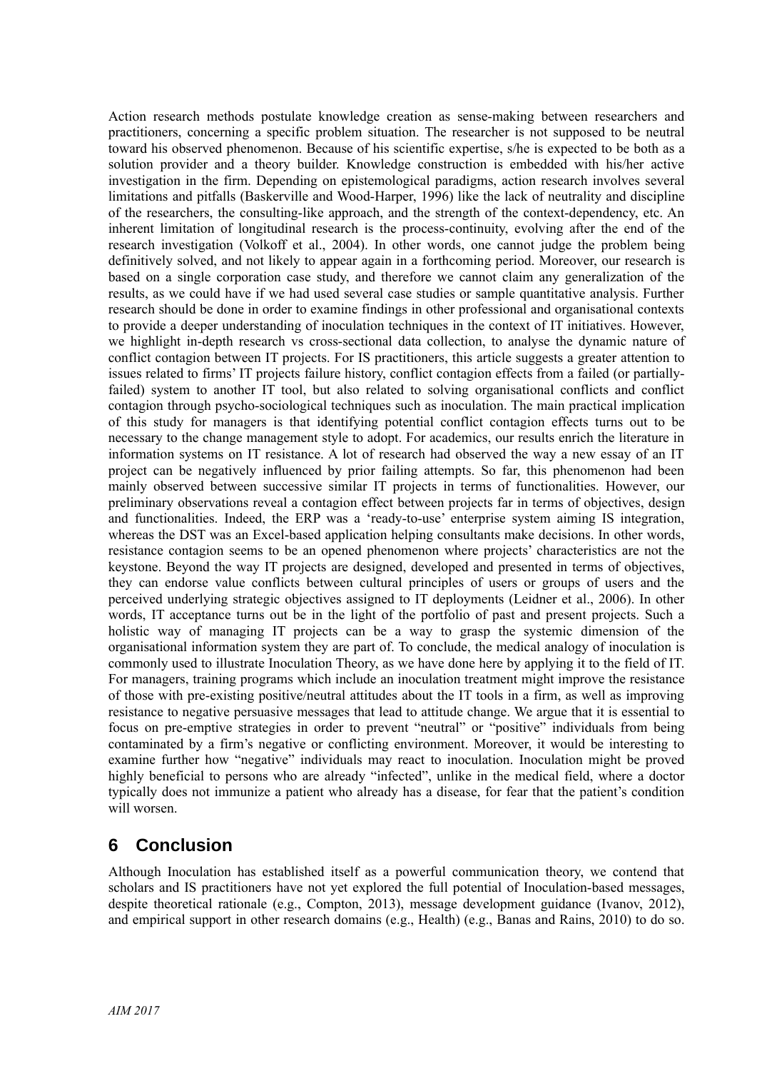Action research methods postulate knowledge creation as sense-making between researchers and practitioners, concerning a specific problem situation. The researcher is not supposed to be neutral toward his observed phenomenon. Because of his scientific expertise, s/he is expected to be both as a solution provider and a theory builder. Knowledge construction is embedded with his/her active investigation in the firm. Depending on epistemological paradigms, action research involves several limitations and pitfalls (Baskerville and Wood-Harper, 1996) like the lack of neutrality and discipline of the researchers, the consulting-like approach, and the strength of the context-dependency, etc. An inherent limitation of longitudinal research is the process-continuity, evolving after the end of the research investigation (Volkoff et al., 2004). In other words, one cannot judge the problem being definitively solved, and not likely to appear again in a forthcoming period. Moreover, our research is based on a single corporation case study, and therefore we cannot claim any generalization of the results, as we could have if we had used several case studies or sample quantitative analysis. Further research should be done in order to examine findings in other professional and organisational contexts to provide a deeper understanding of inoculation techniques in the context of IT initiatives. However, we highlight in-depth research vs cross-sectional data collection, to analyse the dynamic nature of conflict contagion between IT projects. For IS practitioners, this article suggests a greater attention to issues related to firms' IT projects failure history, conflict contagion effects from a failed (or partially-failed) system to another IT tool, but also related to solving organisational conflicts and conflict contagion through psycho-sociological techniques such as inoculation. The main practical implication of this study for managers is that identifying potential conflict contagion effects turns out to be necessary to the change management style to adopt. For academics, our results enrich the literature in information systems on IT resistance. A lot of research had observed the way a new essay of an IT project can be negatively influenced by prior failing attempts. So far, this phenomenon had been mainly observed between successive similar IT projects in terms of functionalities. However, our preliminary observations reveal a contagion effect between projects far in terms of objectives, design and functionalities. Indeed, the ERP was a 'ready-to-use' enterprise system aiming IS integration, whereas the DST was an Excel-based application helping consultants make decisions. In other words, resistance contagion seems to be an opened phenomenon where projects' characteristics are not the keystone. Beyond the way IT projects are designed, developed and presented in terms of objectives, they can endorse value conflicts between cultural principles of users or groups of users and the perceived underlying strategic objectives assigned to IT deployments (Leidner et al., 2006). In other words, IT acceptance turns out be in the light of the portfolio of past and present projects. Such a holistic way of managing IT projects can be a way to grasp the systemic dimension of the organisational information system they are part of. To conclude, the medical analogy of inoculation is commonly used to illustrate Inoculation Theory, as we have done here by applying it to the field of IT. For managers, training programs which include an inoculation treatment might improve the resistance of those with pre-existing positive/neutral attitudes about the IT tools in a firm, as well as improving resistance to negative persuasive messages that lead to attitude change. We argue that it is essential to focus on pre-emptive strategies in order to prevent "neutral" or "positive" individuals from being contaminated by a firm's negative or conflicting environment. Moreover, it would be interesting to examine further how "negative" individuals may react to inoculation. Inoculation might be proved highly beneficial to persons who are already "infected", unlike in the medical field, where a doctor typically does not immunize a patient who already has a disease, for fear that the patient's condition will worsen.

# 6 Conclusion

Although Inoculation has established itself as a powerful communication theory, we contend that scholars and IS practitioners have not yet explored the full potential of Inoculation-based messages, despite theoretical rationale (e.g., Compton, 2013), message development guidance (Ivanov, 2012), and empirical support in other research domains (e.g., Health) (e.g., Banas and Rains, 2010) to do so.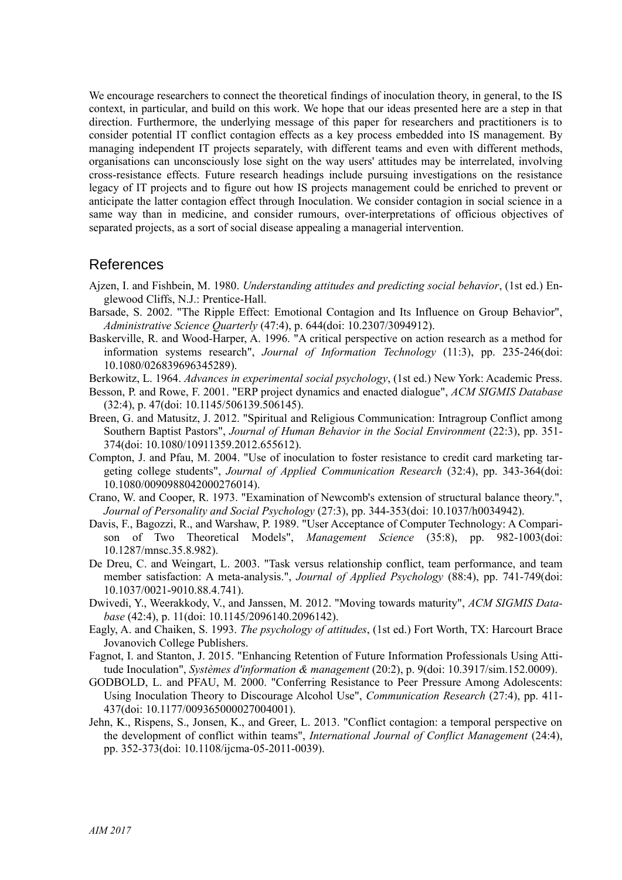We encourage researchers to connect the theoretical findings of inoculation theory, in general, to the IS context, in particular, and build on this work. We hope that our ideas presented here are a step in that direction. Furthermore, the underlying message of this paper for researchers and practitioners is to consider potential IT conflict contagion effects as a key process embedded into IS management. By managing independent IT projects separately, with different teams and even with different methods, organisations can unconsciously lose sight on the way users' attitudes may be interrelated, involving cross-resistance effects. Future research headings include pursuing investigations on the resistance legacy of IT projects and to figure out how IS projects management could be enriched to prevent or anticipate the latter contagion effect through Inoculation. We consider contagion in social science in a same way than in medicine, and consider rumours, over-interpretations of officious objectives of separated projects, as a sort of social disease appealing a managerial intervention.

## References

Ajzen, I. and Fishbein, M. 1980. *Understanding attitudes and predicting social behavior*, (1st ed.) Englewood Cliffs, N.J.: Prentice-Hall.

Barsade, S. 2002. "The Ripple Effect: Emotional Contagion and Its Influence on Group Behavior", *Administrative Science Quarterly* (47:4), p. 644(doi: 10.2307/3094912).

Baskerville, R. and Wood-Harper, A. 1996. "A critical perspective on action research as a method for information systems research", *Journal of Information Technology* (11:3), pp. 235-246(doi: 10.1080/026839696345289).

Berkowitz, L. 1964. *Advances in experimental social psychology*, (1st ed.) New York: Academic Press.

Besson, P. and Rowe, F. 2001. "ERP project dynamics and enacted dialogue", *ACM SIGMIS Database* (32:4), p. 47(doi: 10.1145/506139.506145).

Breen, G. and Matusitz, J. 2012. "Spiritual and Religious Communication: Intragroup Conflict among Southern Baptist Pastors", *Journal of Human Behavior in the Social Environment* (22:3), pp. 351-374(doi: 10.1080/10911359.2012.655612).

Compton, J. and Pfau, M. 2004. "Use of inoculation to foster resistance to credit card marketing targeting college students", *Journal of Applied Communication Research* (32:4), pp. 343-364(doi: 10.1080/0090988042000276014).

Crano, W. and Cooper, R. 1973. "Examination of Newcomb's extension of structural balance theory.", *Journal of Personality and Social Psychology* (27:3), pp. 344-353(doi: 10.1037/h0034942).

Davis, F., Bagozzi, R., and Warshaw, P. 1989. "User Acceptance of Computer Technology: A Comparison of Two Theoretical Models", *Management Science* (35:8), pp. 982-1003(doi: 10.1287/mnsc.35.8.982).

De Dreu, C. and Weingart, L. 2003. "Task versus relationship conflict, team performance, and team member satisfaction: A meta-analysis.", *Journal of Applied Psychology* (88:4), pp. 741-749(doi: 10.1037/0021-9010.88.4.741).

Dwivedi, Y., Weerakkody, V., and Janssen, M. 2012. "Moving towards maturity", *ACM SIGMIS Database* (42:4), p. 11(doi: 10.1145/2096140.2096142).

Eagly, A. and Chaiken, S. 1993. *The psychology of attitudes*, (1st ed.) Fort Worth, TX: Harcourt Brace Jovanovich College Publishers.

Fagnot, I. and Stanton, J. 2015. "Enhancing Retention of Future Information Professionals Using Attitude Inoculation", *Systèmes d'information & management* (20:2), p. 9(doi: 10.3917/sim.152.0009).

GODBOLD, L. and PFAU, M. 2000. "Conferring Resistance to Peer Pressure Among Adolescents: Using Inoculation Theory to Discourage Alcohol Use", *Communication Research* (27:4), pp. 411-437(doi: 10.1177/009365000027004001).

Jehn, K., Rispens, S., Jonsen, K., and Greer, L. 2013. "Conflict contagion: a temporal perspective on the development of conflict within teams", *International Journal of Conflict Management* (24:4), pp. 352-373(doi: 10.1108/ijcma-05-2011-0039).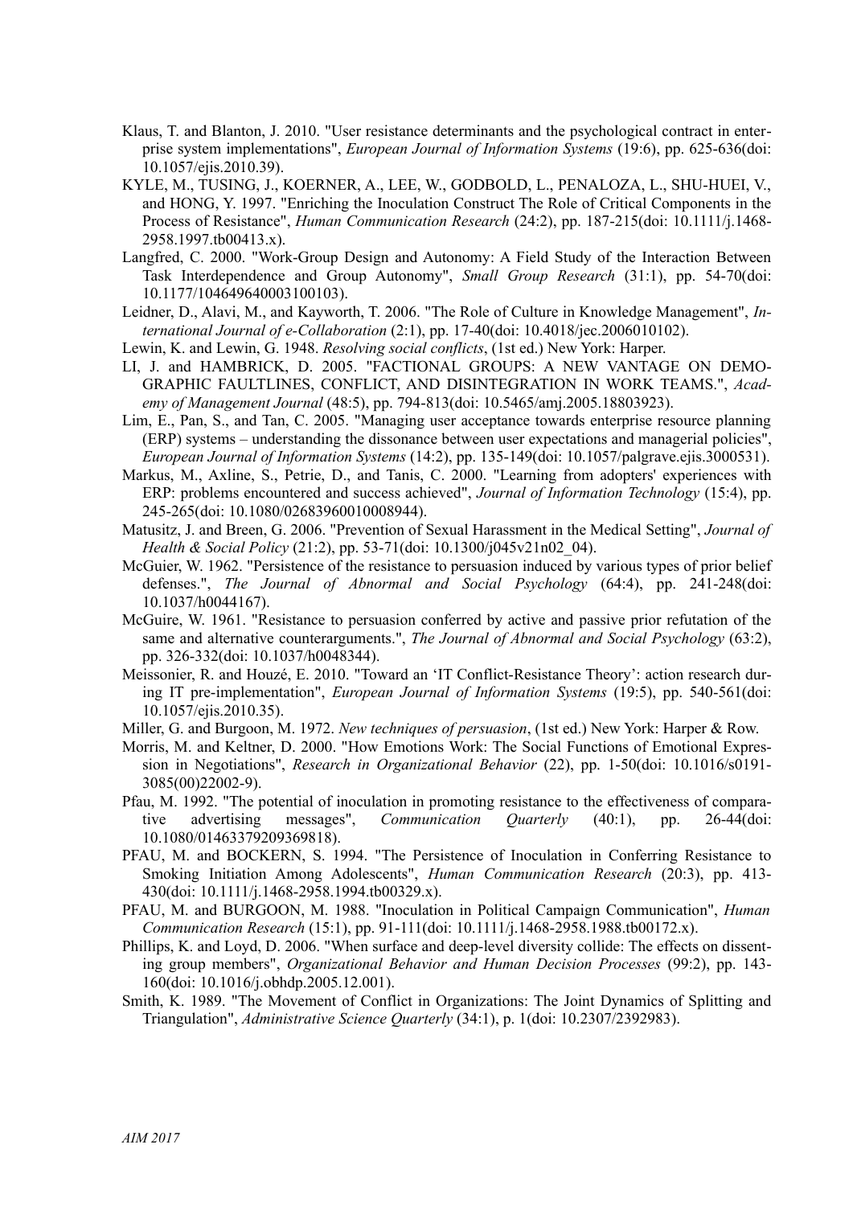Klaus, T. and Blanton, J. 2010. "User resistance determinants and the psychological contract in enterprise system implementations", *European Journal of Information Systems* (19:6), pp. 625-636(doi: 10.1057/ejis.2010.39).

KYLE, M., TUSING, J., KOERNER, A., LEE, W., GODBOLD, L., PENALOZA, L., SHU-HUEI, V., and HONG, Y. 1997. "Enriching the Inoculation Construct The Role of Critical Components in the Process of Resistance", *Human Communication Research* (24:2), pp. 187-215(doi: 10.1111/j.1468-2958.1997.tb00413.x).

Langfred, C. 2000. "Work-Group Design and Autonomy: A Field Study of the Interaction Between Task Interdependence and Group Autonomy", *Small Group Research* (31:1), pp. 54-70(doi: 10.1177/104649640003100103).

Leidner, D., Alavi, M., and Kayworth, T. 2006. "The Role of Culture in Knowledge Management", *International Journal of e-Collaboration* (2:1), pp. 17-40(doi: 10.4018/jec.2006010102).

Lewin, K. and Lewin, G. 1948. *Resolving social conflicts*, (1st ed.) New York: Harper.

LI, J. and HAMBRICK, D. 2005. "FACTIONAL GROUPS: A NEW VANTAGE ON DEMOGRAPHIC FAULTLINES, CONFLICT, AND DISINTEGRATION IN WORK TEAMS.", *Academy of Management Journal* (48:5), pp. 794-813(doi: 10.5465/amj.2005.18803923).

Lim, E., Pan, S., and Tan, C. 2005. "Managing user acceptance towards enterprise resource planning (ERP) systems – understanding the dissonance between user expectations and managerial policies", *European Journal of Information Systems* (14:2), pp. 135-149(doi: 10.1057/palgrave.ejis.3000531).

Markus, M., Axline, S., Petrie, D., and Tanis, C. 2000. "Learning from adopters' experiences with ERP: problems encountered and success achieved", *Journal of Information Technology* (15:4), pp. 245-265(doi: 10.1080/02683960010008944).

Matusitz, J. and Breen, G. 2006. "Prevention of Sexual Harassment in the Medical Setting", *Journal of Health & Social Policy* (21:2), pp. 53-71(doi: 10.1300/j045v21n02_04).

McGuier, W. 1962. "Persistence of the resistance to persuasion induced by various types of prior belief defenses.", *The Journal of Abnormal and Social Psychology* (64:4), pp. 241-248(doi: 10.1037/h0044167).

McGuire, W. 1961. "Resistance to persuasion conferred by active and passive prior refutation of the same and alternative counterarguments.", *The Journal of Abnormal and Social Psychology* (63:2), pp. 326-332(doi: 10.1037/h0048344).

Meissonier, R. and Houzé, E. 2010. "Toward an 'IT Conflict-Resistance Theory': action research during IT pre-implementation", *European Journal of Information Systems* (19:5), pp. 540-561(doi: 10.1057/ejis.2010.35).

Miller, G. and Burgoon, M. 1972. *New techniques of persuasion*, (1st ed.) New York: Harper & Row.

Morris, M. and Keltner, D. 2000. "How Emotions Work: The Social Functions of Emotional Expression in Negotiations", *Research in Organizational Behavior* (22), pp. 1-50(doi: 10.1016/s0191-3085(00)22002-9).

Pfau, M. 1992. "The potential of inoculation in promoting resistance to the effectiveness of comparative advertising messages", *Communication Quarterly* (40:1), pp. 26-44(doi: 10.1080/01463379209369818).

PFAU, M. and BOCKERN, S. 1994. "The Persistence of Inoculation in Conferring Resistance to Smoking Initiation Among Adolescents", *Human Communication Research* (20:3), pp. 413-430(doi: 10.1111/j.1468-2958.1994.tb00329.x).

PFAU, M. and BURGOON, M. 1988. "Inoculation in Political Campaign Communication", *Human Communication Research* (15:1), pp. 91-111(doi: 10.1111/j.1468-2958.1988.tb00172.x).

Phillips, K. and Loyd, D. 2006. "When surface and deep-level diversity collide: The effects on dissenting group members", *Organizational Behavior and Human Decision Processes* (99:2), pp. 143-160(doi: 10.1016/j.obhdp.2005.12.001).

Smith, K. 1989. "The Movement of Conflict in Organizations: The Joint Dynamics of Splitting and Triangulation", *Administrative Science Quarterly* (34:1), p. 1(doi: 10.2307/2392983).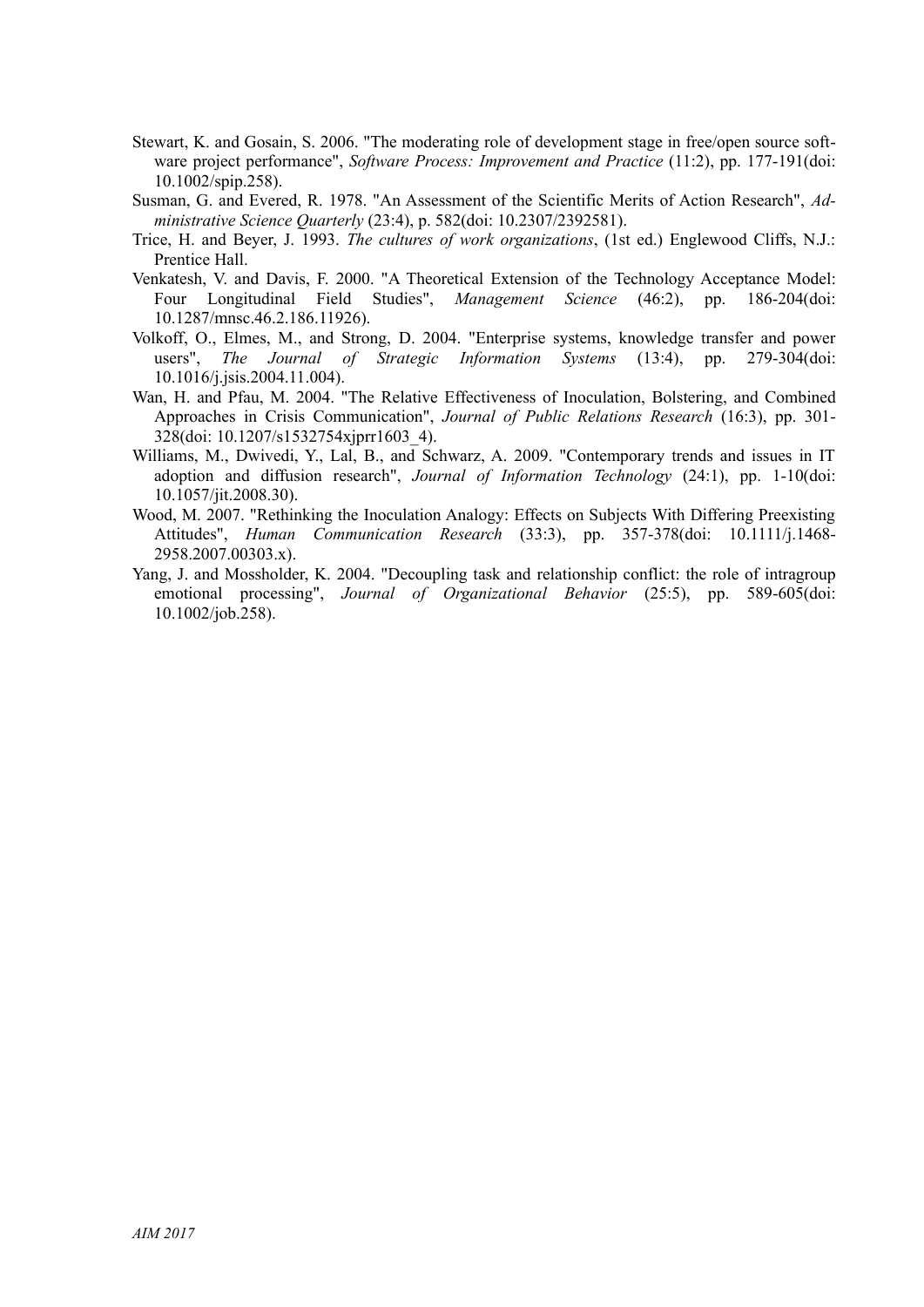Stewart, K. and Gosain, S. 2006. "The moderating role of development stage in free/open source software project performance", *Software Process: Improvement and Practice* (11:2), pp. 177-191(doi: 10.1002/spip.258).

Susman, G. and Evered, R. 1978. "An Assessment of the Scientific Merits of Action Research", *Administrative Science Quarterly* (23:4), p. 582(doi: 10.2307/2392581).

Trice, H. and Beyer, J. 1993. *The cultures of work organizations*, (1st ed.) Englewood Cliffs, N.J.: Prentice Hall.

Venkatesh, V. and Davis, F. 2000. "A Theoretical Extension of the Technology Acceptance Model: Four Longitudinal Field Studies", *Management Science* (46:2), pp. 186-204(doi: 10.1287/mnsc.46.2.186.11926).

Volkoff, O., Elmes, M., and Strong, D. 2004. "Enterprise systems, knowledge transfer and power users", *The Journal of Strategic Information Systems* (13:4), pp. 279-304(doi: 10.1016/j.jsis.2004.11.004).

Wan, H. and Pfau, M. 2004. "The Relative Effectiveness of Inoculation, Bolstering, and Combined Approaches in Crisis Communication", *Journal of Public Relations Research* (16:3), pp. 301-328(doi: 10.1207/s1532754xjprr1603_4).

Williams, M., Dwivedi, Y., Lal, B., and Schwarz, A. 2009. "Contemporary trends and issues in IT adoption and diffusion research", *Journal of Information Technology* (24:1), pp. 1-10(doi: 10.1057/jit.2008.30).

Wood, M. 2007. "Rethinking the Inoculation Analogy: Effects on Subjects With Differing Preexisting Attitudes", *Human Communication Research* (33:3), pp. 357-378(doi: 10.1111/j.1468-2958.2007.00303.x).

Yang, J. and Mossholder, K. 2004. "Decoupling task and relationship conflict: the role of intragroup emotional processing", *Journal of Organizational Behavior* (25:5), pp. 589-605(doi: 10.1002/job.258).